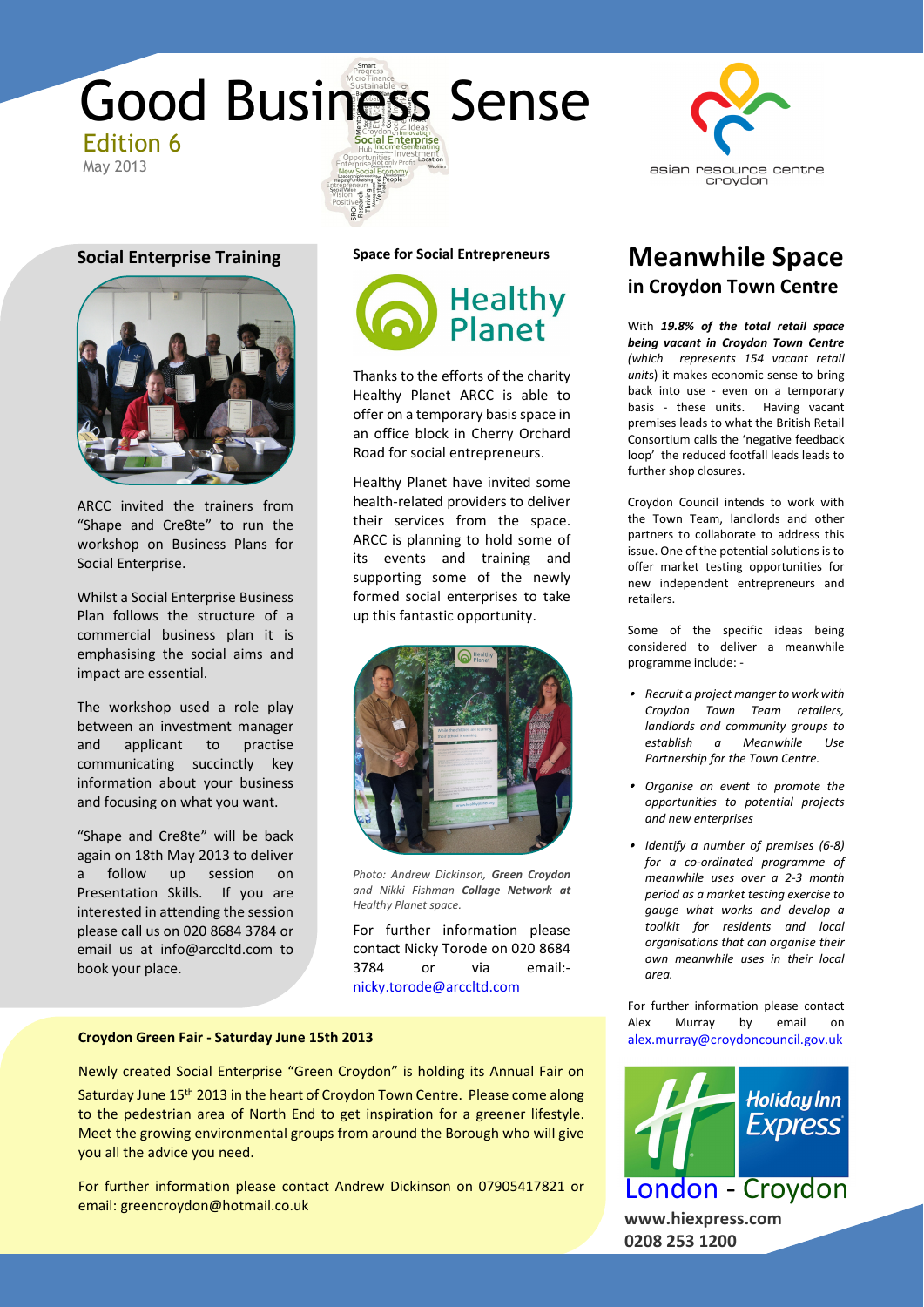# Good Business Sense

Edition 6

May 2013

asian resource centre croydon

## Social Enterprise Training

ARCC invited the trainers from "Shape and Cre8te" to run the workshop on Business Plans for Social Enterprise.

Whilst a Social Enterprise Business Plan follows the structure of a commercial business plan it is emphasising the social aims and impact are essential.

The workshop used a role play between an investment manager and applicant to practise communicating succinctly key information about your business and focusing on what you want.

"Shape and Cre8te" will be back again on 18th May 2013 to deliver a follow up session on Presentation Skills. If you are interested in attending the session please call us on 020 8684 3784 or email us at info@arccltd.com to book your place.

## Space for Social Entrepreneurs

Healthy Planet

Thanks to the efforts of the charity Healthy Planet ARCC is able to offer on a temporary basis space in an office block in Cherry Orchard Road for social entrepreneurs.

Healthy Planet have invited some health-related providers to deliver their services from the space. ARCC is planning to hold some of its events and training and supporting some of the newly formed social enterprises to take up this fantastic opportunity.

*Photo: Andrew Dickinson, **Green Croydon** and Nikki Fishman **Collage Network** at Healthy Planet space.*

For further information please contact Nicky Torode on 020 8684 3784 or via email:- nicky.torode@arccltd.com

## Meanwhile Space in Croydon Town Centre

With ***19.8% of the total retail space being vacant in Croydon Town Centre*** *(which represents 154 vacant retail units)* it makes economic sense to bring back into use - even on a temporary basis - these units. Having vacant premises leads to what the British Retail Consortium calls the 'negative feedback loop' the reduced footfall leads leads to further shop closures.

Croydon Council intends to work with the Town Team, landlords and other partners to collaborate to address this issue. One of the potential solutions is to offer market testing opportunities for new independent entrepreneurs and retailers.

Some of the specific ideas being considered to deliver a meanwhile programme include: -

- *Recruit a project manger to work with Croydon Town Team retailers, landlords and community groups to establish a Meanwhile Use Partnership for the Town Centre.*
- *Organise an event to promote the opportunities to potential projects and new enterprises*
- *Identify a number of premises (6-8) for a co-ordinated programme of meanwhile uses over a 2-3 month period as a market testing exercise to gauge what works and develop a toolkit for residents and local organisations that can organise their own meanwhile uses in their local area.*

For further information please contact Alex Murray by email on alex.murray@croydoncouncil.gov.uk

### Croydon Green Fair - Saturday June 15th 2013

Newly created Social Enterprise "Green Croydon" is holding its Annual Fair on Saturday June 15th 2013 in the heart of Croydon Town Centre. Please come along to the pedestrian area of North End to get inspiration for a greener lifestyle. Meet the growing environmental groups from around the Borough who will give you all the advice you need.

For further information please contact Andrew Dickinson on 07905417821 or email: greencroydon@hotmail.co.uk

Holiday Inn Express

London - Croydon

**www.hiexpress.com**

**0208 253 1200**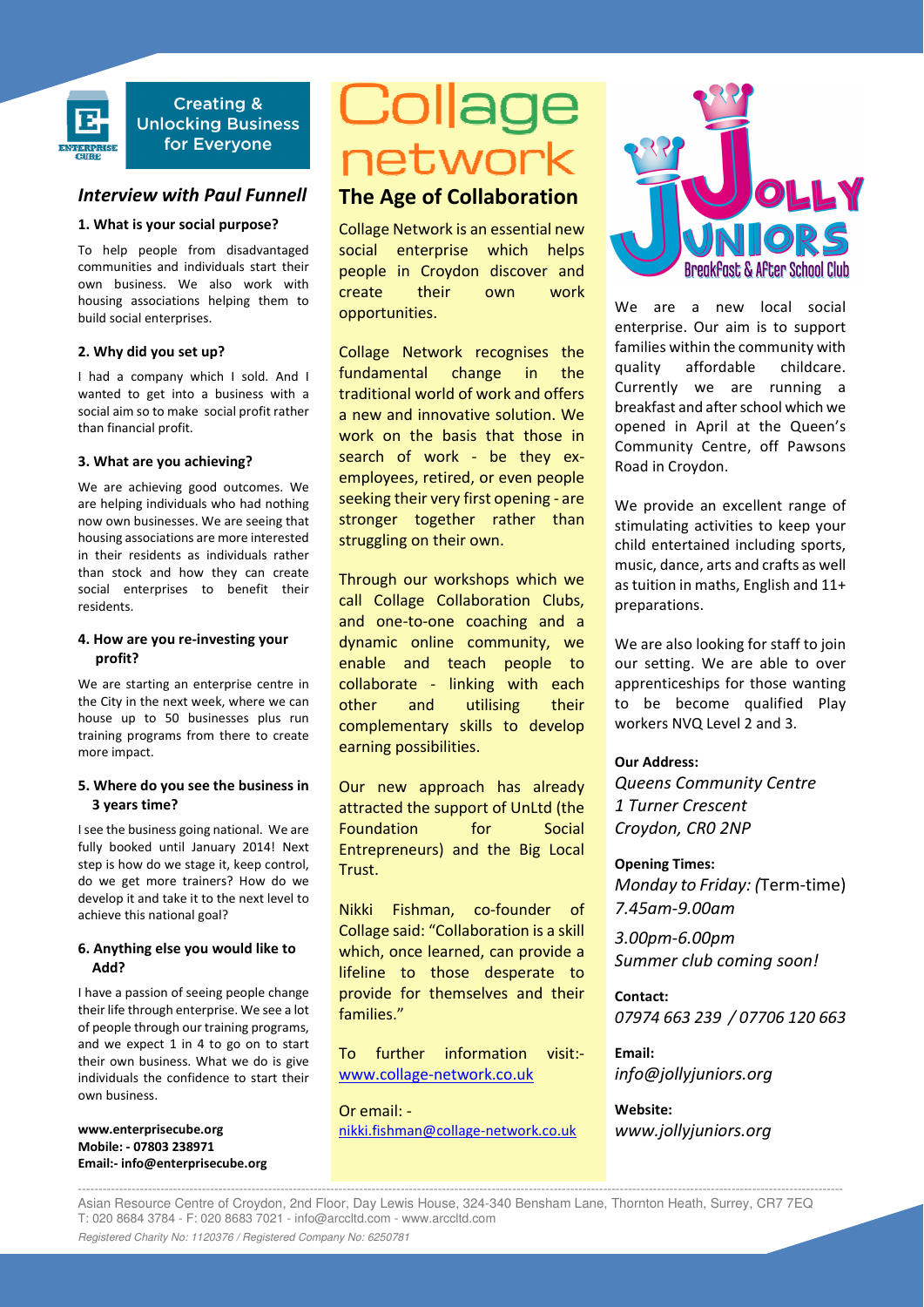Creating & Unlocking Business for Everyone

## *Interview with Paul Funnell*

**1. What is your social purpose?**

To help people from disadvantaged communities and individuals start their own business. We also work with housing associations helping them to build social enterprises.

**2. Why did you set up?**

I had a company which I sold. And I wanted to get into a business with a social aim so to make social profit rather than financial profit.

**3. What are you achieving?**

We are achieving good outcomes. We are helping individuals who had nothing now own businesses. We are seeing that housing associations are more interested in their residents as individuals rather than stock and how they can create social enterprises to benefit their residents.

**4. How are you re-investing your profit?**

We are starting an enterprise centre in the City in the next week, where we can house up to 50 businesses plus run training programs from there to create more impact.

**5. Where do you see the business in 3 years time?**

I see the business going national. We are fully booked until January 2014! Next step is how do we stage it, keep control, do we get more trainers? How do we develop it and take it to the next level to achieve this national goal?

**6. Anything else you would like to Add?**

I have a passion of seeing people change their life through enterprise. We see a lot of people through our training programs, and we expect 1 in 4 to go on to start their own business. What we do is give individuals the confidence to start their own business.

**www.enterprisecube.org**
**Mobile: - 07803 238971**
**Email:- info@enterprisecube.org**

# Collage network

## The Age of Collaboration

Collage Network is an essential new social enterprise which helps people in Croydon discover and create their own work opportunities.

Collage Network recognises the fundamental change in the traditional world of work and offers a new and innovative solution. We work on the basis that those in search of work - be they ex-employees, retired, or even people seeking their very first opening - are stronger together rather than struggling on their own.

Through our workshops which we call Collage Collaboration Clubs, and one-to-one coaching and a dynamic online community, we enable and teach people to collaborate - linking with each other and utilising their complementary skills to develop earning possibilities.

Our new approach has already attracted the support of UnLtd (the Foundation for Social Entrepreneurs) and the Big Local Trust.

Nikki Fishman, co-founder of Collage said: "Collaboration is a skill which, once learned, can provide a lifeline to those desperate to provide for themselves and their families."

To further information visit:- www.collage-network.co.uk

Or email: - nikki.fishman@collage-network.co.uk

# Jolly Juniors

Breakfast & After School Club

We are a new local social enterprise. Our aim is to support families within the community with quality affordable childcare. Currently we are running a breakfast and after school which we opened in April at the Queen's Community Centre, off Pawsons Road in Croydon.

We provide an excellent range of stimulating activities to keep your child entertained including sports, music, dance, arts and crafts as well as tuition in maths, English and 11+ preparations.

We are also looking for staff to join our setting. We are able to over apprenticeships for those wanting to be become qualified Play workers NVQ Level 2 and 3.

**Our Address:**
*Queens Community Centre*
*1 Turner Crescent*
*Croydon, CR0 2NP*

**Opening Times:**
*Monday to Friday: (*Term-time)
*7.45am-9.00am*

*3.00pm-6.00pm*
*Summer club coming soon!*

**Contact:**
*07974 663 239 / 07706 120 663*

**Email:**
*info@jollyjuniors.org*

**Website:**
*www.jollyjuniors.org*

---

Asian Resource Centre of Croydon, 2nd Floor, Day Lewis House, 324-340 Bensham Lane, Thornton Heath, Surrey, CR7 7EQ
T: 020 8684 3784 - F: 020 8683 7021 - info@arccltd.com - www.arccltd.com

*Registered Charity No: 1120376 / Registered Company No: 6250781*